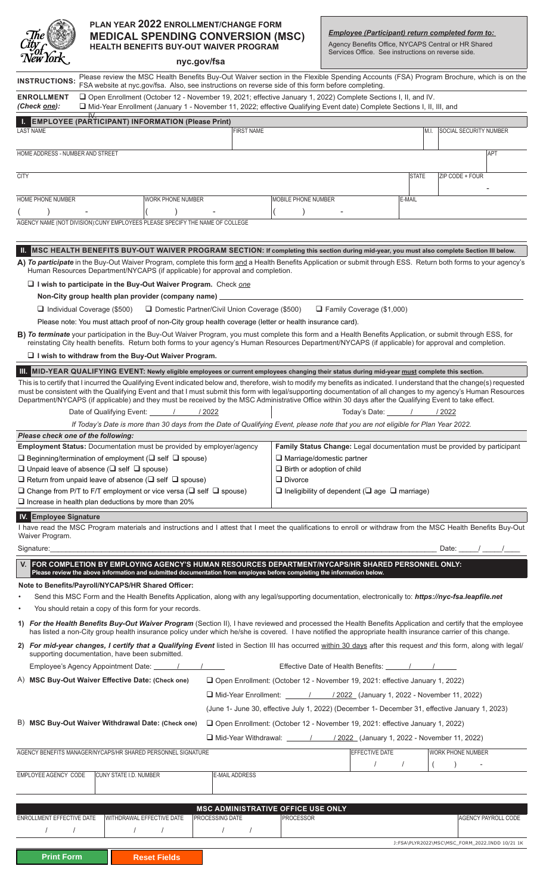# PLAN YEAR 2022 ENROLLMENT/CHANGE FORM
## MEDICAL SPENDING CONVERSION (MSC)
### HEALTH BENEFITS BUY-OUT WAIVER PROGRAM

nyc.gov/fsa

***Employee (Participant) return completed form to:***

Agency Benefits Office, NYCAPS Central or HR Shared Services Office. See instructions on reverse side.

**INSTRUCTIONS:** Please review the MSC Health Benefits Buy-Out Waiver section in the Flexible Spending Accounts (FSA) Program Brochure, which is on the FSA website at nyc.gov/fsa. Also, see instructions on reverse side of this form before completing.

**ENROLLMENT** *(Check one):*

☐ Open Enrollment (October 12 - November 19, 2021; effective January 1, 2022) Complete Sections I, II, and IV.

☐ Mid-Year Enrollment (January 1 - November 11, 2022; effective Qualifying Event date) Complete Sections I, II, III, and IV.

## I. EMPLOYEE (PARTICIPANT) INFORMATION (Please Print)

| LAST NAME | FIRST NAME | M.I. | SOCIAL SECURITY NUMBER |
|---|---|---|---|
| | | | |

| HOME ADDRESS - NUMBER AND STREET | APT |
|---|---|
| | |

| CITY | STATE | ZIP CODE + FOUR |
|---|---|---|
| | | - |

| HOME PHONE NUMBER | WORK PHONE NUMBER | MOBILE PHONE NUMBER | E-MAIL |
|---|---|---|---|
| ( ) - | ( ) - | ( ) - | |

AGENCY NAME (NOT DIVISION):CUNY EMPLOYEES PLEASE SPECIFY THE NAME OF COLLEGE

## II. MSC HEALTH BENEFITS BUY-OUT WAIVER PROGRAM SECTION: If completing this section during mid-year, you must also complete Section III below.

**A)** ***To participate*** in the Buy-Out Waiver Program, complete this form and a Health Benefits Application or submit through ESS. Return both forms to your agency's Human Resources Department/NYCAPS (if applicable) for approval and completion.

☐ **I wish to participate in the Buy-Out Waiver Program.** Check *one*

**Non-City group health plan provider (company name)** ____________________

☐ Individual Coverage ($500) ☐ Domestic Partner/Civil Union Coverage ($500) ☐ Family Coverage ($1,000)

Please note: You must attach proof of non-City group health coverage (letter or health insurance card).

**B)** ***To terminate*** your participation in the Buy-Out Waiver Program, you must complete this form and a Health Benefits Application, or submit through ESS, for reinstating City health benefits. Return both forms to your agency's Human Resources Department/NYCAPS (if applicable) for approval and completion.

☐ **I wish to withdraw from the Buy-Out Waiver Program.**

## III. MID-YEAR QUALIFYING EVENT: Newly eligible employees or current employees changing their status during mid-year must complete this section.

This is to certify that I incurred the Qualifying Event indicated below and, therefore, wish to modify my benefits as indicated. I understand that the change(s) requested must be consistent with the Qualifying Event and that I must submit this form with legal/supporting documentation of all changes to my agency's Human Resources Department/NYCAPS (if applicable) and they must be received by the MSC Administrative Office within 30 days after the Qualifying Event to take effect.

Date of Qualifying Event: _____ / _____ / 2022 Today's Date: _____ / _____ / 2022

*If Today's Date is more than 30 days from the Date of Qualifying Event, please note that you are not eligible for Plan Year 2022.*

***Please check one of the following:***

| **Employment Status:** Documentation must be provided by employer/agency | **Family Status Change:** Legal documentation must be provided by participant |
|---|---|
| ☐ Beginning/termination of employment (☐ self ☐ spouse) | ☐ Marriage/domestic partner |
| ☐ Unpaid leave of absence (☐ self ☐ spouse) | ☐ Birth or adoption of child |
| ☐ Return from unpaid leave of absence (☐ self ☐ spouse) | ☐ Divorce |
| ☐ Change from P/T to F/T employment or vice versa (☐ self ☐ spouse) | ☐ Ineligibility of dependent (☐ age ☐ marriage) |
| ☐ Increase in health plan deductions by more than 20% | |

## IV. Employee Signature

I have read the MSC Program materials and instructions and I attest that I meet the qualifications to enroll or withdraw from the MSC Health Benefits Buy-Out Waiver Program.

Signature: ____________________ Date: _____ / _____ / _____

## V. FOR COMPLETION BY EMPLOYING AGENCY'S HUMAN RESOURCES DEPARTMENT/NYCAPS/HR SHARED PERSONNEL ONLY:
**Please review the above information and submitted documentation from employee before completing the information below.**

**Note to Benefits/Payroll/NYCAPS/HR Shared Officer:**

- Send this MSC Form and the Health Benefits Application, along with any legal/supporting documentation, electronically to: ***https://nyc-fsa.leapfile.net***
- You should retain a copy of this form for your records.

**1)** ***For the Health Benefits Buy-Out Waiver Program*** (Section II), I have reviewed and processed the Health Benefits Application and certify that the employee has listed a non-City group health insurance policy under which he/she is covered. I have notified the appropriate health insurance carrier of this change.

**2)** ***For mid-year changes, I certify that a Qualifying Event*** listed in Section III has occurred within 30 days after this request *and* this form, along with legal/supporting documentation, have been submitted.

Employee's Agency Appointment Date: _____ / _____ / _____ Effective Date of Health Benefits: _____ / _____ / _____

A) **MSC Buy-Out Waiver Effective Date: (Check one)**

☐ Open Enrollment: (October 12 - November 19, 2021: effective January 1, 2022)

☐ Mid-Year Enrollment: _____ / _____ / 2022 (January 1, 2022 - November 11, 2022)

(June 1- June 30, effective July 1, 2022) (December 1- December 31, effective January 1, 2023)

B) **MSC Buy-Out Waiver Withdrawal Date: (Check one)**

☐ Open Enrollment: (October 12 - November 19, 2021: effective January 1, 2022)

☐ Mid-Year Withdrawal: _____ / _____ / 2022 (January 1, 2022 - November 11, 2022)

| AGENCY BENEFITS MANAGER/NYCAPS/HR SHARED PERSONNEL SIGNATURE | EFFECTIVE DATE | WORK PHONE NUMBER |
|---|---|---|
| | / / | ( ) - |

| EMPLOYEE AGENCY CODE | CUNY STATE I.D. NUMBER | E-MAIL ADDRESS |
|---|---|---|
| | | |

**MSC ADMINISTRATIVE OFFICE USE ONLY**

| ENROLLMENT EFFECTIVE DATE | WITHDRAWAL EFFECTIVE DATE | PROCESSING DATE | PROCESSOR | AGENCY PAYROLL CODE |
|---|---|---|---|---|
| / / | / / | / / | | |

J:FSA\PLYR2022\MSC\MSC_FORM_2022.INDD 10/21 1K

Print Form | Reset Fields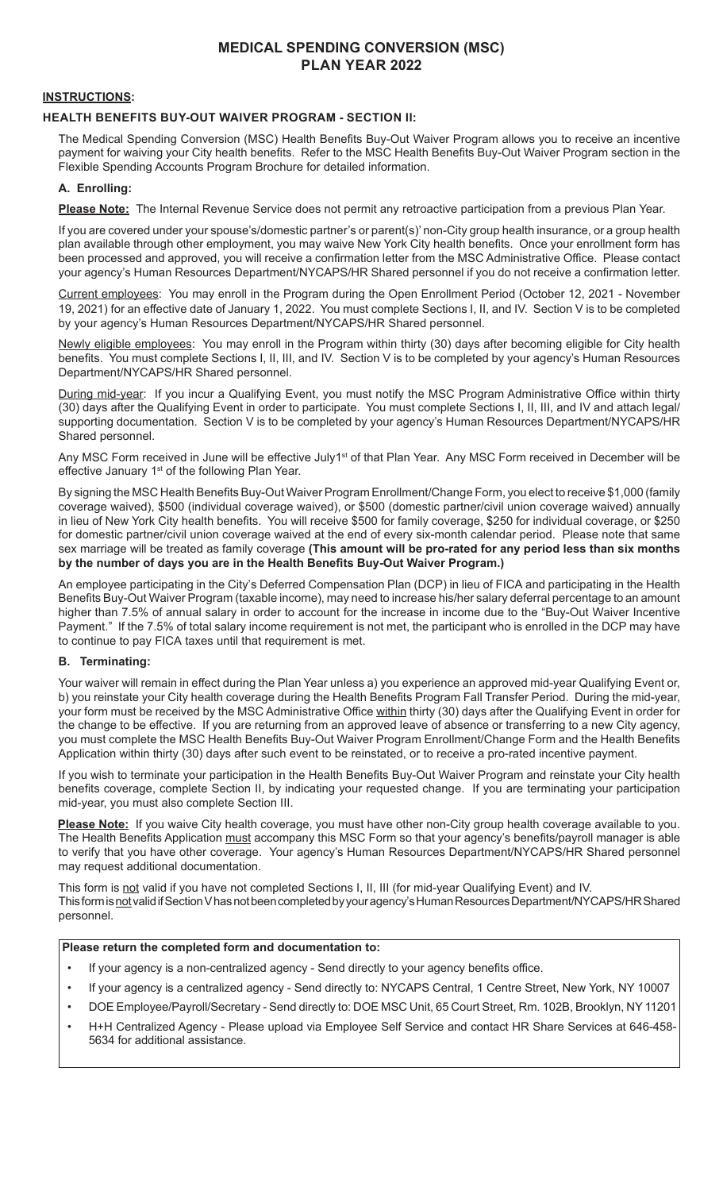# MEDICAL SPENDING CONVERSION (MSC) PLAN YEAR 2022

## INSTRUCTIONS:

### HEALTH BENEFITS BUY-OUT WAIVER PROGRAM - SECTION II:

The Medical Spending Conversion (MSC) Health Benefits Buy-Out Waiver Program allows you to receive an incentive payment for waiving your City health benefits. Refer to the MSC Health Benefits Buy-Out Waiver Program section in the Flexible Spending Accounts Program Brochure for detailed information.

#### A. Enrolling:

**Please Note:** The Internal Revenue Service does not permit any retroactive participation from a previous Plan Year.

If you are covered under your spouse's/domestic partner's or parent(s)' non-City group health insurance, or a group health plan available through other employment, you may waive New York City health benefits. Once your enrollment form has been processed and approved, you will receive a confirmation letter from the MSC Administrative Office. Please contact your agency's Human Resources Department/NYCAPS/HR Shared personnel if you do not receive a confirmation letter.

Current employees: You may enroll in the Program during the Open Enrollment Period (October 12, 2021 - November 19, 2021) for an effective date of January 1, 2022. You must complete Sections I, II, and IV. Section V is to be completed by your agency's Human Resources Department/NYCAPS/HR Shared personnel.

Newly eligible employees: You may enroll in the Program within thirty (30) days after becoming eligible for City health benefits. You must complete Sections I, II, and IV. Section V is to be completed by your agency's Human Resources Department/NYCAPS/HR Shared personnel.

During mid-year: If you incur a Qualifying Event, you must notify the MSC Program Administrative Office within thirty (30) days after the Qualifying Event in order to participate. You must complete Sections I, II, III, and IV and attach legal/supporting documentation. Section V is to be completed by your agency's Human Resources Department/NYCAPS/HR Shared personnel.

Any MSC Form received in June will be effective July 1st of that Plan Year. Any MSC Form received in December will be effective January 1st of the following Plan Year.

By signing the MSC Health Benefits Buy-Out Waiver Program Enrollment/Change Form, you elect to receive $1,000 (family coverage waived), $500 (individual coverage waived), or $500 (domestic partner/civil union coverage waived) annually in lieu of New York City health benefits. You will receive $500 for family coverage, $250 for individual coverage, or $250 for domestic partner/civil union coverage waived at the end of every six-month calendar period. Please note that same sex marriage will be treated as family coverage **(This amount will be pro-rated for any period less than six months by the number of days you are in the Health Benefits Buy-Out Waiver Program.)**

An employee participating in the City's Deferred Compensation Plan (DCP) in lieu of FICA and participating in the Health Benefits Buy-Out Waiver Program (taxable income), may need to increase his/her salary deferral percentage to an amount higher than 7.5% of annual salary in order to account for the increase in income due to the "Buy-Out Waiver Incentive Payment." If the 7.5% of total salary income requirement is not met, the participant who is enrolled in the DCP may have to continue to pay FICA taxes until that requirement is met.

#### B. Terminating:

Your waiver will remain in effect during the Plan Year unless a) you experience an approved mid-year Qualifying Event or, b) you reinstate your City health coverage during the Health Benefits Program Fall Transfer Period. During the mid-year, your form must be received by the MSC Administrative Office within thirty (30) days after the Qualifying Event in order for the change to be effective. If you are returning from an approved leave of absence or transferring to a new City agency, you must complete the MSC Health Benefits Buy-Out Waiver Program Enrollment/Change Form and the Health Benefits Application within thirty (30) days after such event to be reinstated, or to receive a pro-rated incentive payment.

If you wish to terminate your participation in the Health Benefits Buy-Out Waiver Program and reinstate your City health benefits coverage, complete Section II, by indicating your requested change. If you are terminating your participation mid-year, you must also complete Section III.

**Please Note:** If you waive City health coverage, you must have other non-City group health coverage available to you. The Health Benefits Application must accompany this MSC Form so that your agency's benefits/payroll manager is able to verify that you have other coverage. Your agency's Human Resources Department/NYCAPS/HR Shared personnel may request additional documentation.

This form is not valid if you have not completed Sections I, II, III (for mid-year Qualifying Event) and IV.
This form is not valid if Section V has not been completed by your agency's Human Resources Department/NYCAPS/HR Shared personnel.

**Please return the completed form and documentation to:**

- If your agency is a non-centralized agency - Send directly to your agency benefits office.
- If your agency is a centralized agency - Send directly to: NYCAPS Central, 1 Centre Street, New York, NY 10007
- DOE Employee/Payroll/Secretary - Send directly to: DOE MSC Unit, 65 Court Street, Rm. 102B, Brooklyn, NY 11201
- H+H Centralized Agency - Please upload via Employee Self Service and contact HR Share Services at 646-458-5634 for additional assistance.